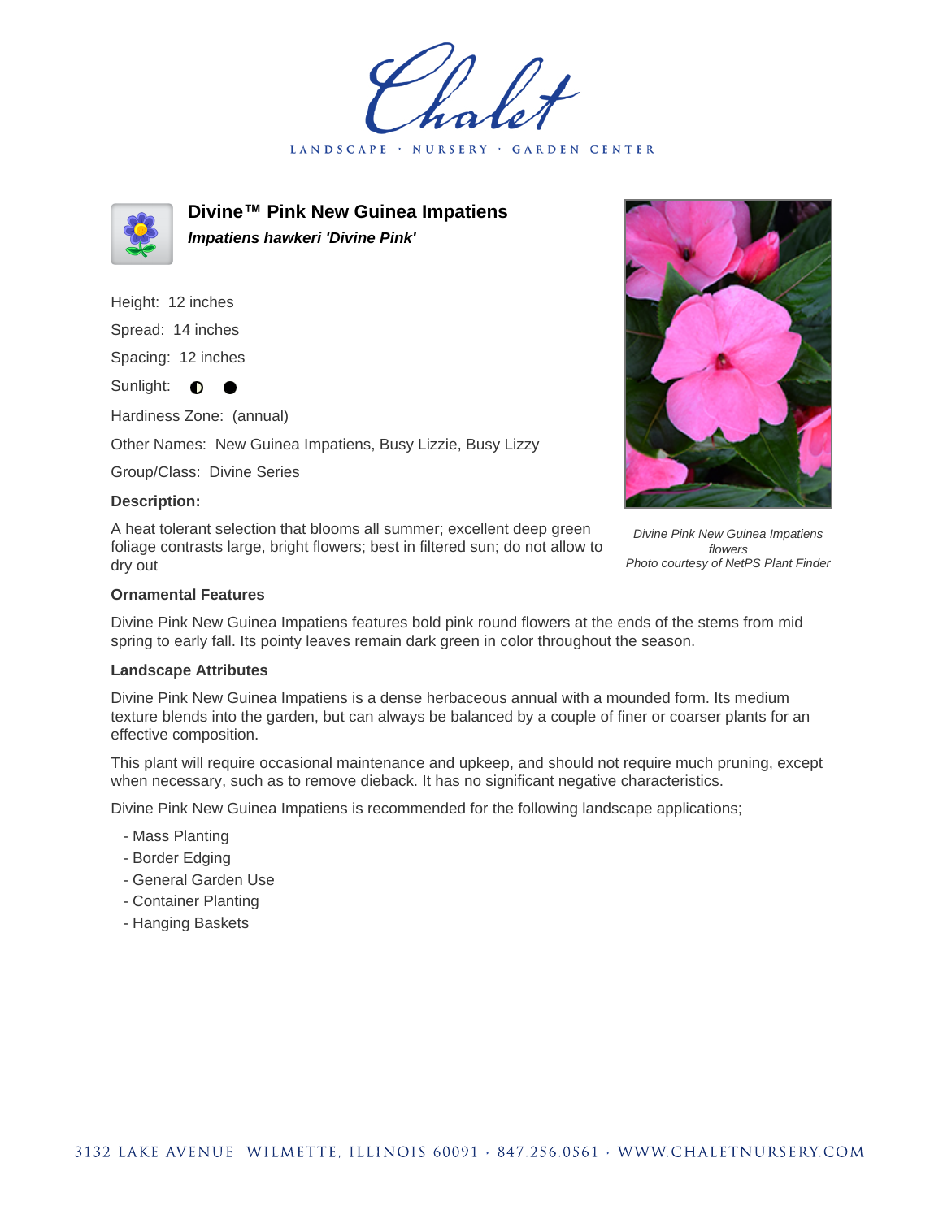# Divine™ Pink New Guinea Impatiens

***Impatiens hawkeri 'Divine Pink'***

Height: 12 inches

Spread: 14 inches

Spacing: 12 inches

Sunlight: ◐ ●

Hardiness Zone: (annual)

Other Names: New Guinea Impatiens, Busy Lizzie, Busy Lizzy

Group/Class: Divine Series

**Description:**

A heat tolerant selection that blooms all summer; excellent deep green foliage contrasts large, bright flowers; best in filtered sun; do not allow to dry out

*Divine Pink New Guinea Impatiens flowers*
*Photo courtesy of NetPS Plant Finder*

**Ornamental Features**

Divine Pink New Guinea Impatiens features bold pink round flowers at the ends of the stems from mid spring to early fall. Its pointy leaves remain dark green in color throughout the season.

**Landscape Attributes**

Divine Pink New Guinea Impatiens is a dense herbaceous annual with a mounded form. Its medium texture blends into the garden, but can always be balanced by a couple of finer or coarser plants for an effective composition.

This plant will require occasional maintenance and upkeep, and should not require much pruning, except when necessary, such as to remove dieback. It has no significant negative characteristics.

Divine Pink New Guinea Impatiens is recommended for the following landscape applications;

- Mass Planting
- Border Edging
- General Garden Use
- Container Planting
- Hanging Baskets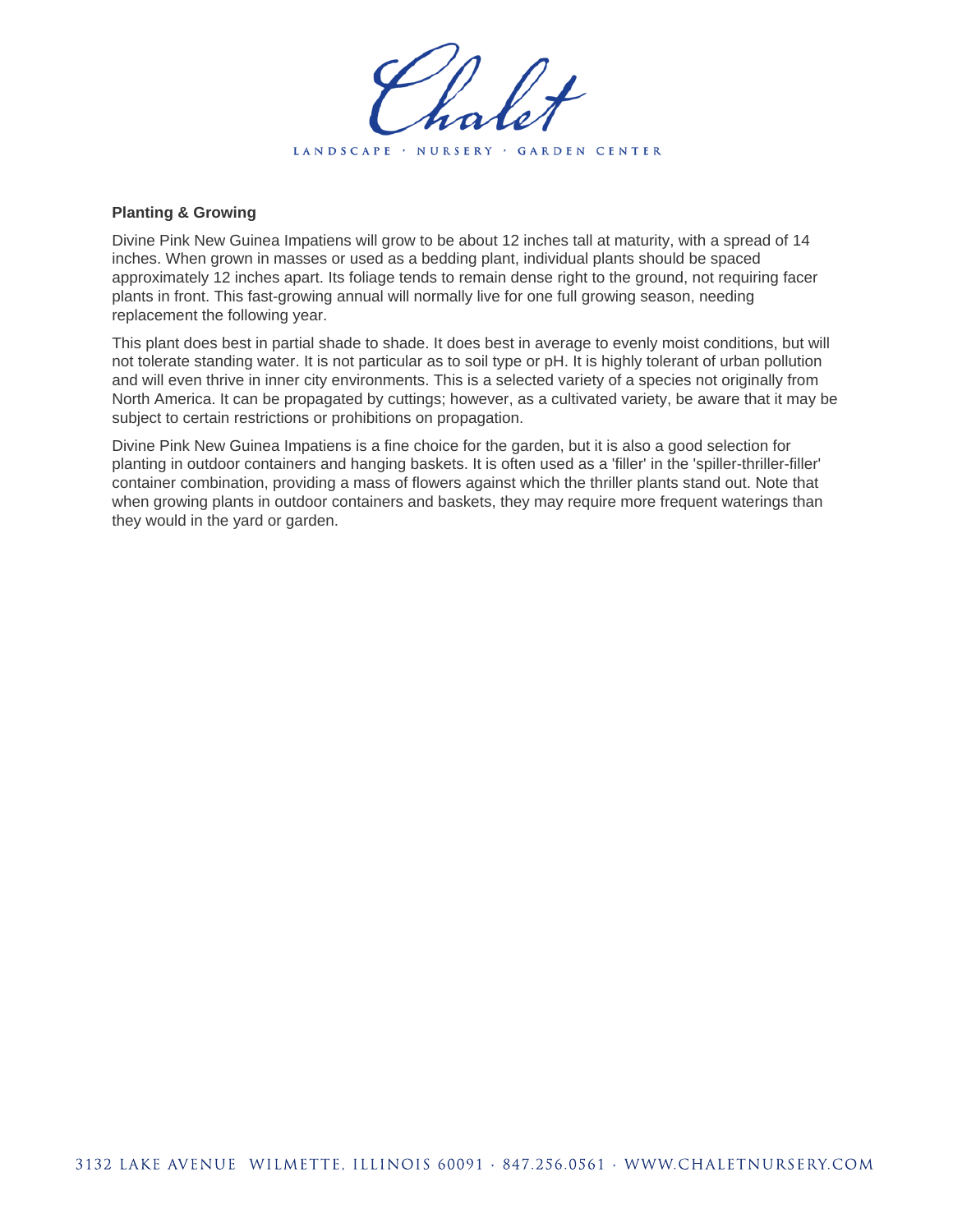**Planting & Growing**

Divine Pink New Guinea Impatiens will grow to be about 12 inches tall at maturity, with a spread of 14 inches. When grown in masses or used as a bedding plant, individual plants should be spaced approximately 12 inches apart. Its foliage tends to remain dense right to the ground, not requiring facer plants in front. This fast-growing annual will normally live for one full growing season, needing replacement the following year.

This plant does best in partial shade to shade. It does best in average to evenly moist conditions, but will not tolerate standing water. It is not particular as to soil type or pH. It is highly tolerant of urban pollution and will even thrive in inner city environments. This is a selected variety of a species not originally from North America. It can be propagated by cuttings; however, as a cultivated variety, be aware that it may be subject to certain restrictions or prohibitions on propagation.

Divine Pink New Guinea Impatiens is a fine choice for the garden, but it is also a good selection for planting in outdoor containers and hanging baskets. It is often used as a 'filler' in the 'spiller-thriller-filler' container combination, providing a mass of flowers against which the thriller plants stand out. Note that when growing plants in outdoor containers and baskets, they may require more frequent waterings than they would in the yard or garden.